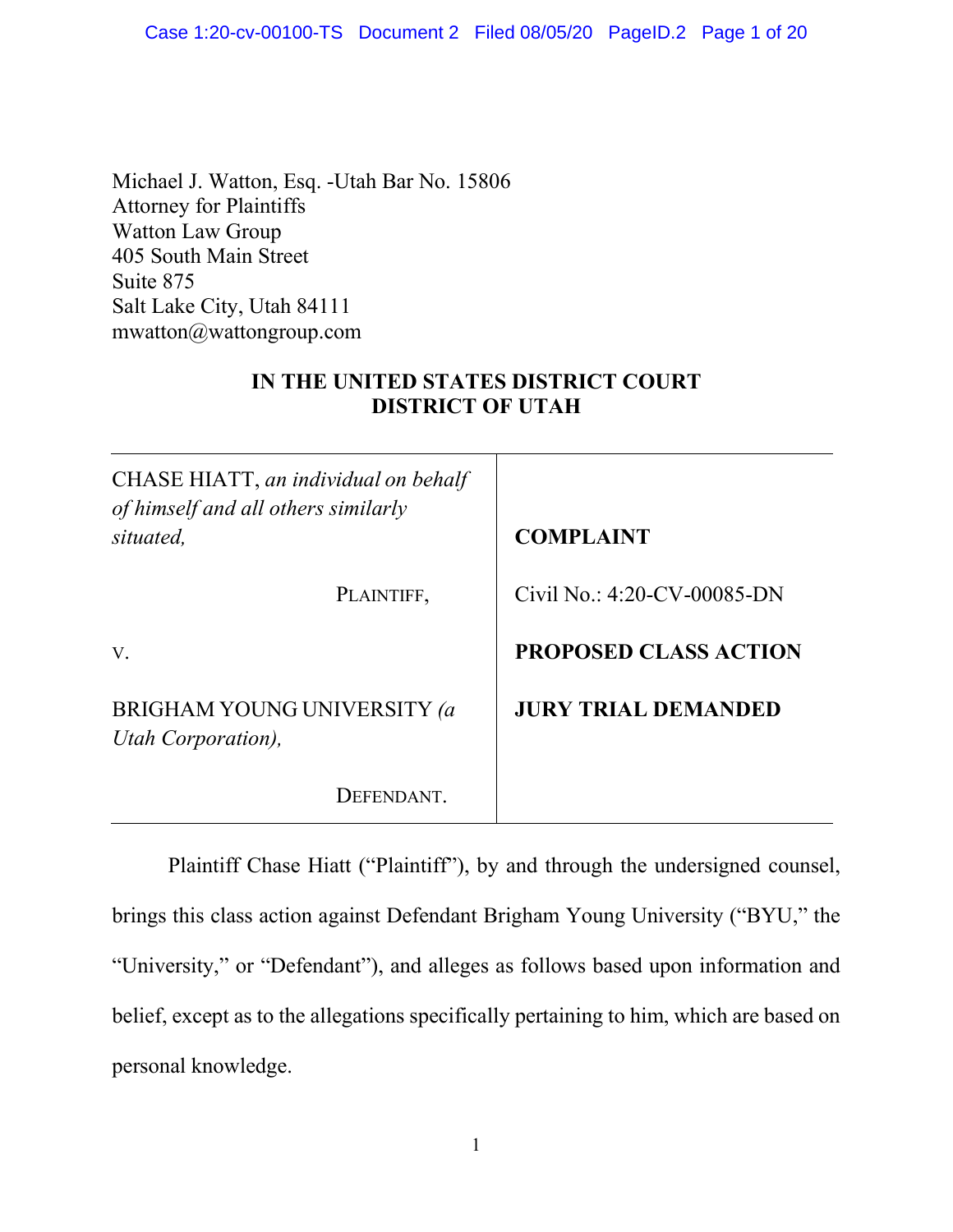Michael J. Watton, Esq. -Utah Bar No. 15806
Attorney for Plaintiffs
Watton Law Group
405 South Main Street
Suite 875
Salt Lake City, Utah 84111
mwatton@wattongroup.com

**IN THE UNITED STATES DISTRICT COURT**
**DISTRICT OF UTAH**

| | |
|---|---|
| CHASE HIATT, *an individual on behalf of himself and all others similarly situated,* | **COMPLAINT** |
| PLAINTIFF, | Civil No.: 4:20-CV-00085-DN |
| V. | **PROPOSED CLASS ACTION** |
| BRIGHAM YOUNG UNIVERSITY *(a Utah Corporation),* | **JURY TRIAL DEMANDED** |
| DEFENDANT. | |

Plaintiff Chase Hiatt ("Plaintiff"), by and through the undersigned counsel, brings this class action against Defendant Brigham Young University ("BYU," the "University," or "Defendant"), and alleges as follows based upon information and belief, except as to the allegations specifically pertaining to him, which are based on personal knowledge.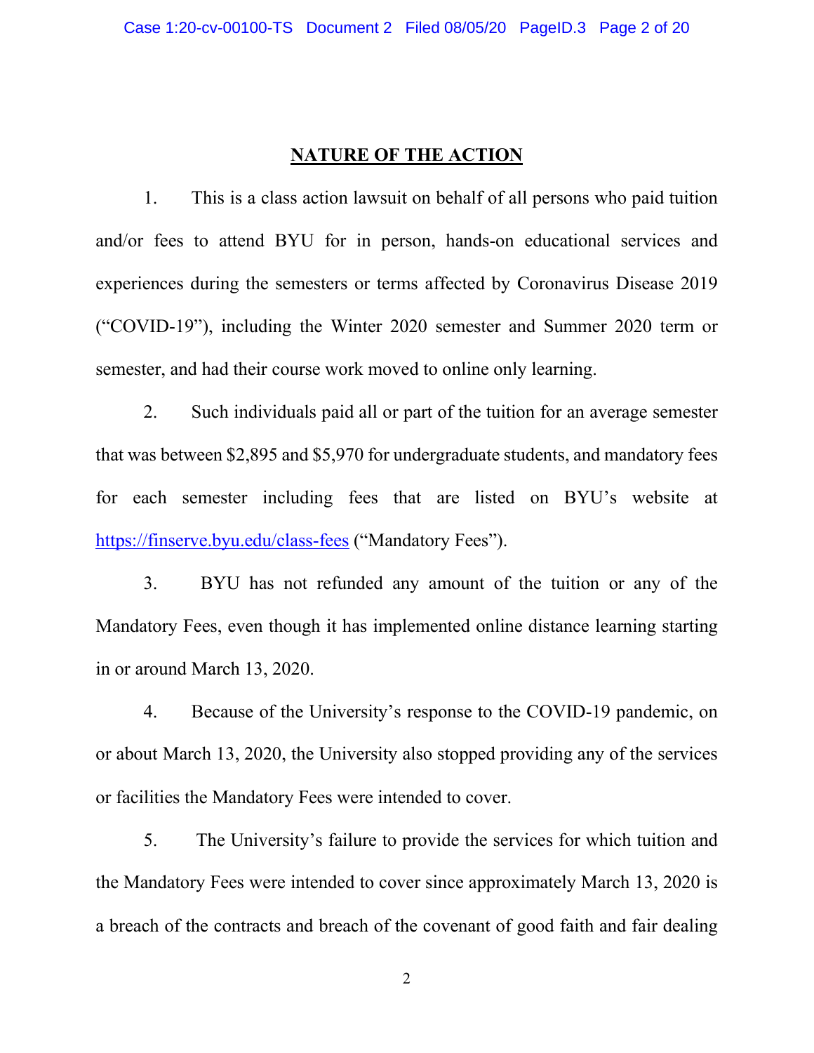## NATURE OF THE ACTION

1. This is a class action lawsuit on behalf of all persons who paid tuition and/or fees to attend BYU for in person, hands-on educational services and experiences during the semesters or terms affected by Coronavirus Disease 2019 ("COVID-19"), including the Winter 2020 semester and Summer 2020 term or semester, and had their course work moved to online only learning.

2. Such individuals paid all or part of the tuition for an average semester that was between $2,895 and $5,970 for undergraduate students, and mandatory fees for each semester including fees that are listed on BYU's website at https://finserve.byu.edu/class-fees ("Mandatory Fees").

3. BYU has not refunded any amount of the tuition or any of the Mandatory Fees, even though it has implemented online distance learning starting in or around March 13, 2020.

4. Because of the University's response to the COVID-19 pandemic, on or about March 13, 2020, the University also stopped providing any of the services or facilities the Mandatory Fees were intended to cover.

5. The University's failure to provide the services for which tuition and the Mandatory Fees were intended to cover since approximately March 13, 2020 is a breach of the contracts and breach of the covenant of good faith and fair dealing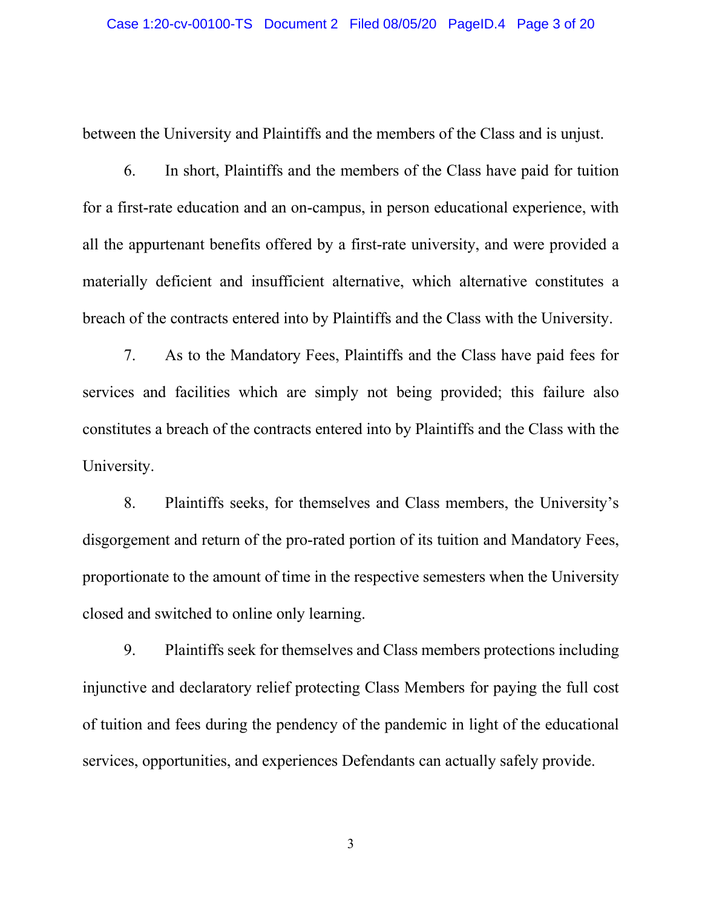between the University and Plaintiffs and the members of the Class and is unjust.

6. In short, Plaintiffs and the members of the Class have paid for tuition for a first-rate education and an on-campus, in person educational experience, with all the appurtenant benefits offered by a first-rate university, and were provided a materially deficient and insufficient alternative, which alternative constitutes a breach of the contracts entered into by Plaintiffs and the Class with the University.

7. As to the Mandatory Fees, Plaintiffs and the Class have paid fees for services and facilities which are simply not being provided; this failure also constitutes a breach of the contracts entered into by Plaintiffs and the Class with the University.

8. Plaintiffs seeks, for themselves and Class members, the University's disgorgement and return of the pro-rated portion of its tuition and Mandatory Fees, proportionate to the amount of time in the respective semesters when the University closed and switched to online only learning.

9. Plaintiffs seek for themselves and Class members protections including injunctive and declaratory relief protecting Class Members for paying the full cost of tuition and fees during the pendency of the pandemic in light of the educational services, opportunities, and experiences Defendants can actually safely provide.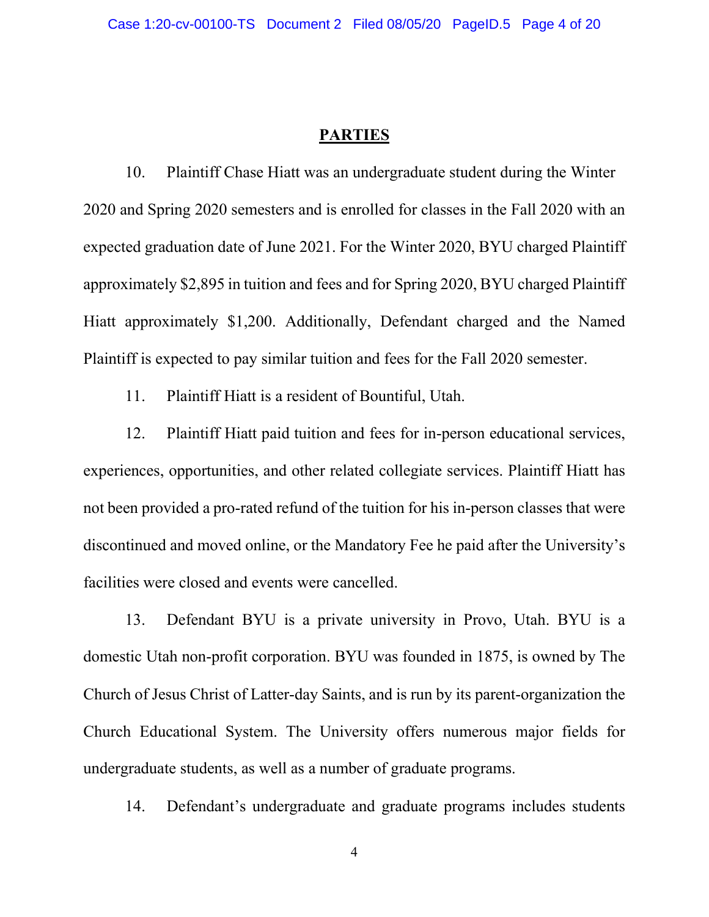## PARTIES

10. Plaintiff Chase Hiatt was an undergraduate student during the Winter 2020 and Spring 2020 semesters and is enrolled for classes in the Fall 2020 with an expected graduation date of June 2021. For the Winter 2020, BYU charged Plaintiff approximately $2,895 in tuition and fees and for Spring 2020, BYU charged Plaintiff Hiatt approximately $1,200. Additionally, Defendant charged and the Named Plaintiff is expected to pay similar tuition and fees for the Fall 2020 semester.

11. Plaintiff Hiatt is a resident of Bountiful, Utah.

12. Plaintiff Hiatt paid tuition and fees for in-person educational services, experiences, opportunities, and other related collegiate services. Plaintiff Hiatt has not been provided a pro-rated refund of the tuition for his in-person classes that were discontinued and moved online, or the Mandatory Fee he paid after the University's facilities were closed and events were cancelled.

13. Defendant BYU is a private university in Provo, Utah. BYU is a domestic Utah non-profit corporation. BYU was founded in 1875, is owned by The Church of Jesus Christ of Latter-day Saints, and is run by its parent-organization the Church Educational System. The University offers numerous major fields for undergraduate students, as well as a number of graduate programs.

14. Defendant's undergraduate and graduate programs includes students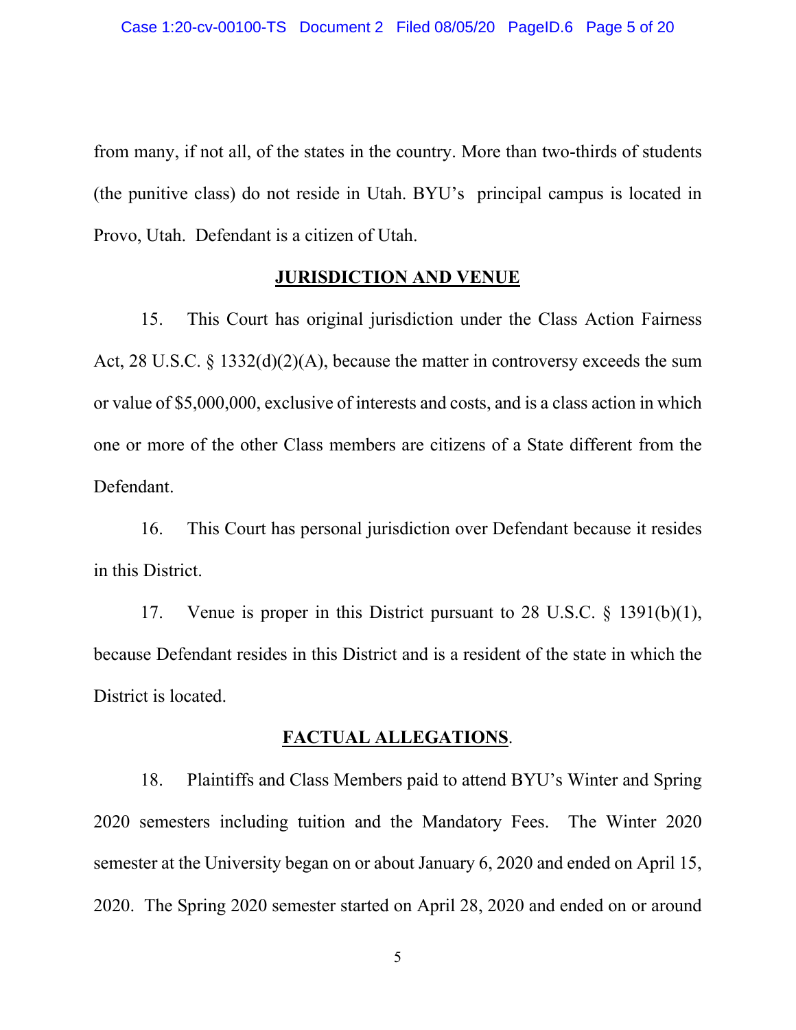from many, if not all, of the states in the country. More than two-thirds of students (the punitive class) do not reside in Utah. BYU's principal campus is located in Provo, Utah. Defendant is a citizen of Utah.

## JURISDICTION AND VENUE

15. This Court has original jurisdiction under the Class Action Fairness Act, 28 U.S.C. § 1332(d)(2)(A), because the matter in controversy exceeds the sum or value of $5,000,000, exclusive of interests and costs, and is a class action in which one or more of the other Class members are citizens of a State different from the Defendant.

16. This Court has personal jurisdiction over Defendant because it resides in this District.

17. Venue is proper in this District pursuant to 28 U.S.C. § 1391(b)(1), because Defendant resides in this District and is a resident of the state in which the District is located.

## FACTUAL ALLEGATIONS.

18. Plaintiffs and Class Members paid to attend BYU's Winter and Spring 2020 semesters including tuition and the Mandatory Fees. The Winter 2020 semester at the University began on or about January 6, 2020 and ended on April 15, 2020. The Spring 2020 semester started on April 28, 2020 and ended on or around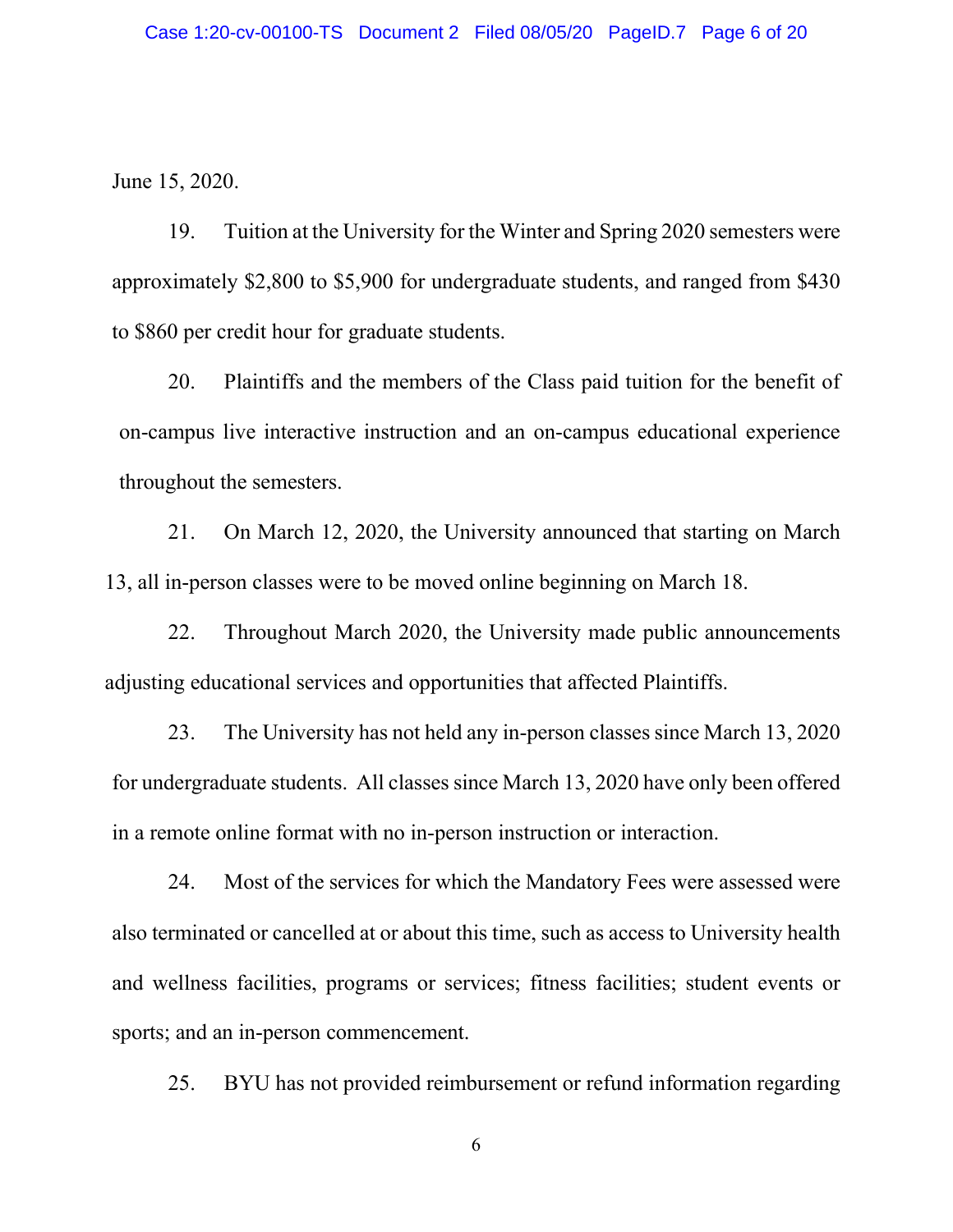June 15, 2020.

19. Tuition at the University for the Winter and Spring 2020 semesters were approximately $2,800 to $5,900 for undergraduate students, and ranged from $430 to $860 per credit hour for graduate students.

20. Plaintiffs and the members of the Class paid tuition for the benefit of on-campus live interactive instruction and an on-campus educational experience throughout the semesters.

21. On March 12, 2020, the University announced that starting on March 13, all in-person classes were to be moved online beginning on March 18.

22. Throughout March 2020, the University made public announcements adjusting educational services and opportunities that affected Plaintiffs.

23. The University has not held any in-person classes since March 13, 2020 for undergraduate students. All classes since March 13, 2020 have only been offered in a remote online format with no in-person instruction or interaction.

24. Most of the services for which the Mandatory Fees were assessed were also terminated or cancelled at or about this time, such as access to University health and wellness facilities, programs or services; fitness facilities; student events or sports; and an in-person commencement.

25. BYU has not provided reimbursement or refund information regarding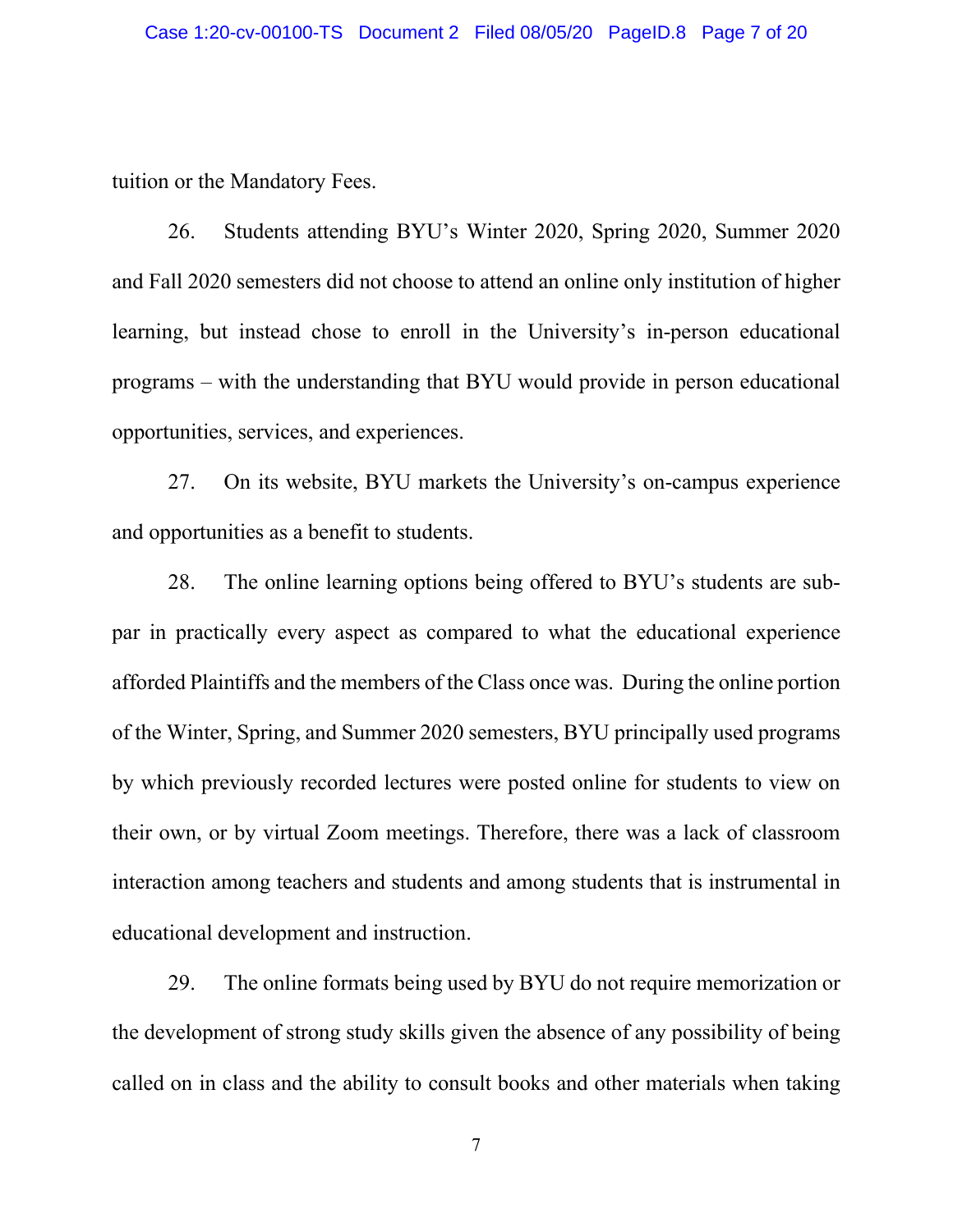tuition or the Mandatory Fees.

26. Students attending BYU's Winter 2020, Spring 2020, Summer 2020 and Fall 2020 semesters did not choose to attend an online only institution of higher learning, but instead chose to enroll in the University's in-person educational programs – with the understanding that BYU would provide in person educational opportunities, services, and experiences.

27. On its website, BYU markets the University's on-campus experience and opportunities as a benefit to students.

28. The online learning options being offered to BYU's students are sub-par in practically every aspect as compared to what the educational experience afforded Plaintiffs and the members of the Class once was. During the online portion of the Winter, Spring, and Summer 2020 semesters, BYU principally used programs by which previously recorded lectures were posted online for students to view on their own, or by virtual Zoom meetings. Therefore, there was a lack of classroom interaction among teachers and students and among students that is instrumental in educational development and instruction.

29. The online formats being used by BYU do not require memorization or the development of strong study skills given the absence of any possibility of being called on in class and the ability to consult books and other materials when taking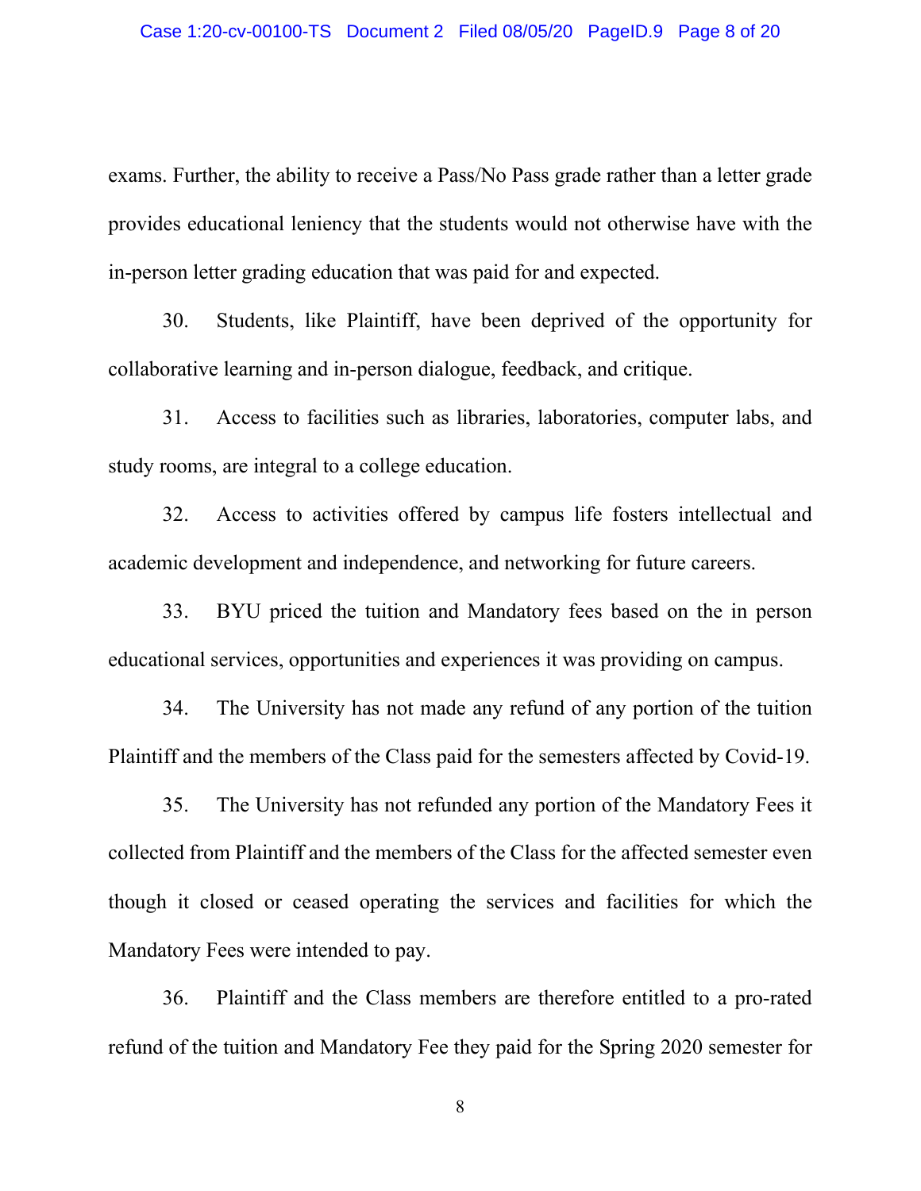exams. Further, the ability to receive a Pass/No Pass grade rather than a letter grade provides educational leniency that the students would not otherwise have with the in-person letter grading education that was paid for and expected.

30. Students, like Plaintiff, have been deprived of the opportunity for collaborative learning and in-person dialogue, feedback, and critique.

31. Access to facilities such as libraries, laboratories, computer labs, and study rooms, are integral to a college education.

32. Access to activities offered by campus life fosters intellectual and academic development and independence, and networking for future careers.

33. BYU priced the tuition and Mandatory fees based on the in person educational services, opportunities and experiences it was providing on campus.

34. The University has not made any refund of any portion of the tuition Plaintiff and the members of the Class paid for the semesters affected by Covid-19.

35. The University has not refunded any portion of the Mandatory Fees it collected from Plaintiff and the members of the Class for the affected semester even though it closed or ceased operating the services and facilities for which the Mandatory Fees were intended to pay.

36. Plaintiff and the Class members are therefore entitled to a pro-rated refund of the tuition and Mandatory Fee they paid for the Spring 2020 semester for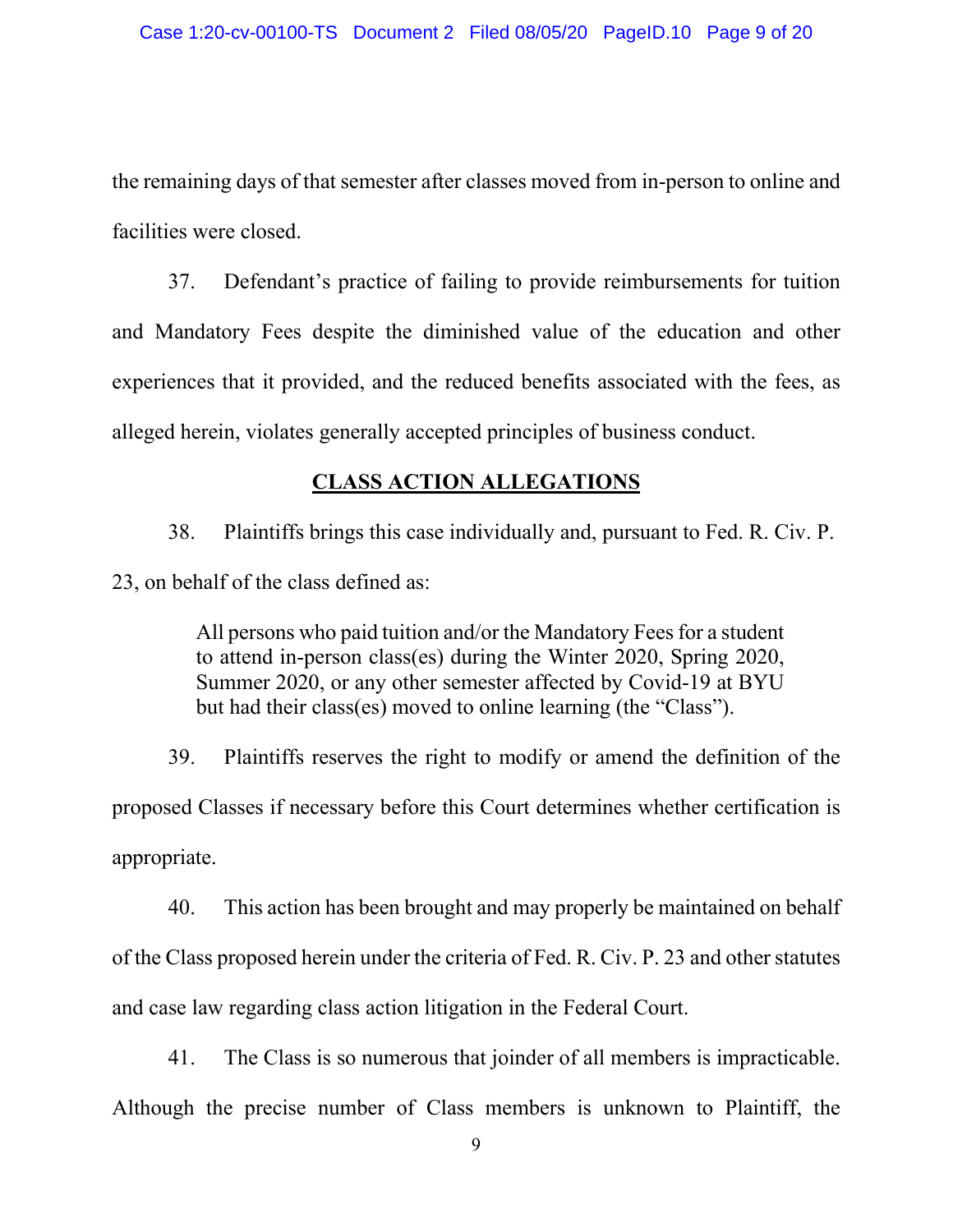the remaining days of that semester after classes moved from in-person to online and facilities were closed.

37. Defendant's practice of failing to provide reimbursements for tuition and Mandatory Fees despite the diminished value of the education and other experiences that it provided, and the reduced benefits associated with the fees, as alleged herein, violates generally accepted principles of business conduct.

## CLASS ACTION ALLEGATIONS

38. Plaintiffs brings this case individually and, pursuant to Fed. R. Civ. P. 23, on behalf of the class defined as:

> All persons who paid tuition and/or the Mandatory Fees for a student to attend in-person class(es) during the Winter 2020, Spring 2020, Summer 2020, or any other semester affected by Covid-19 at BYU but had their class(es) moved to online learning (the "Class").

39. Plaintiffs reserves the right to modify or amend the definition of the proposed Classes if necessary before this Court determines whether certification is appropriate.

40. This action has been brought and may properly be maintained on behalf of the Class proposed herein under the criteria of Fed. R. Civ. P. 23 and other statutes and case law regarding class action litigation in the Federal Court.

41. The Class is so numerous that joinder of all members is impracticable. Although the precise number of Class members is unknown to Plaintiff, the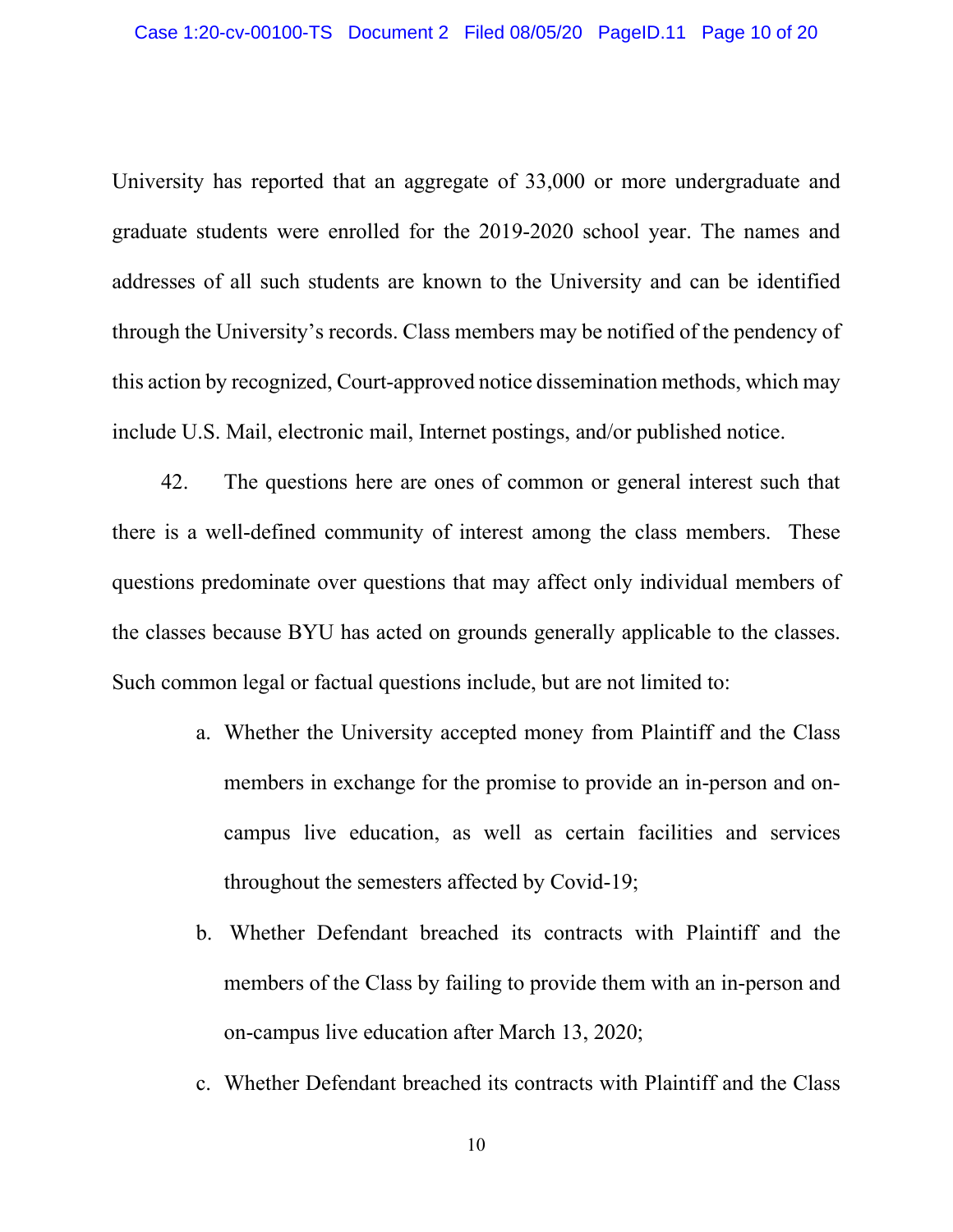University has reported that an aggregate of 33,000 or more undergraduate and graduate students were enrolled for the 2019-2020 school year. The names and addresses of all such students are known to the University and can be identified through the University's records. Class members may be notified of the pendency of this action by recognized, Court-approved notice dissemination methods, which may include U.S. Mail, electronic mail, Internet postings, and/or published notice.

42. The questions here are ones of common or general interest such that there is a well-defined community of interest among the class members. These questions predominate over questions that may affect only individual members of the classes because BYU has acted on grounds generally applicable to the classes. Such common legal or factual questions include, but are not limited to:

a. Whether the University accepted money from Plaintiff and the Class members in exchange for the promise to provide an in-person and on-campus live education, as well as certain facilities and services throughout the semesters affected by Covid-19;

b. Whether Defendant breached its contracts with Plaintiff and the members of the Class by failing to provide them with an in-person and on-campus live education after March 13, 2020;

c. Whether Defendant breached its contracts with Plaintiff and the Class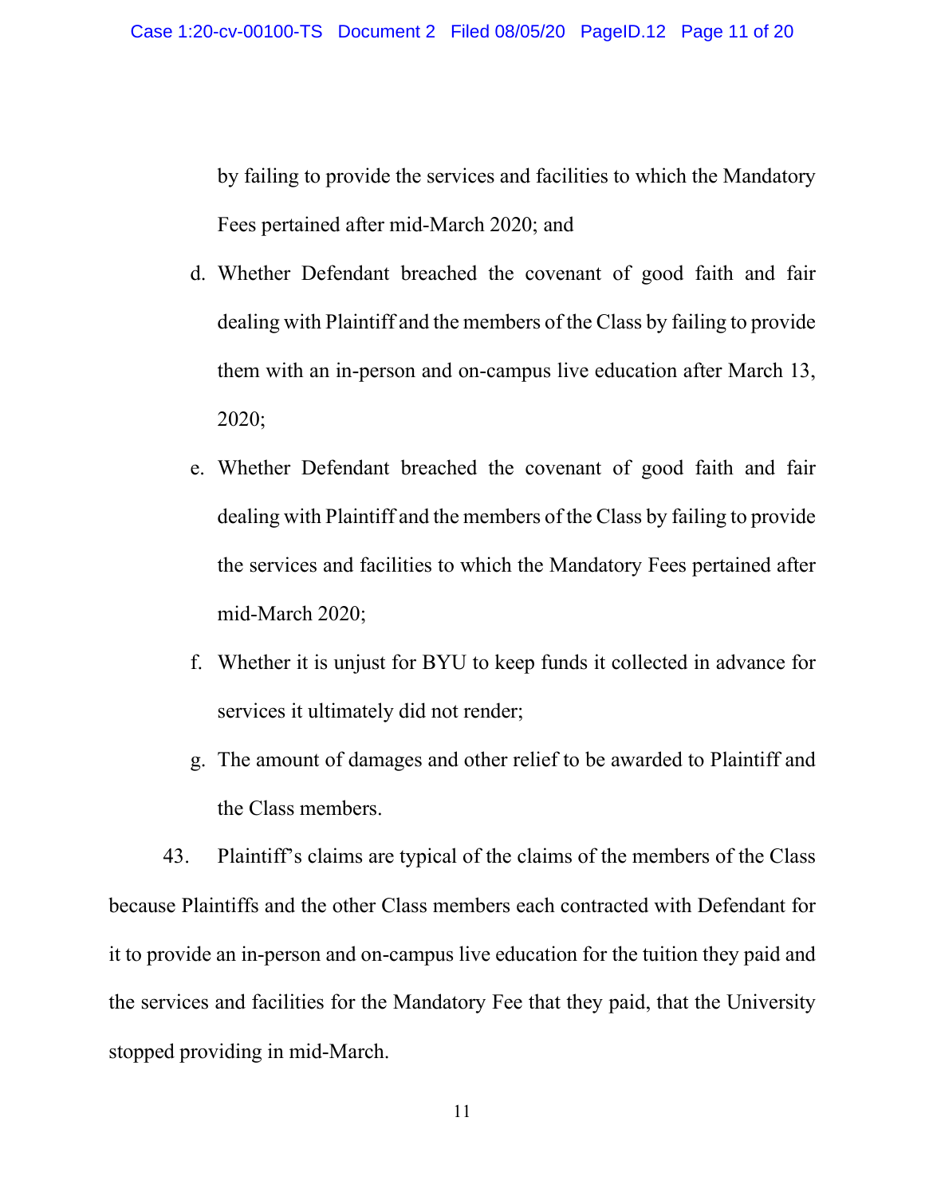by failing to provide the services and facilities to which the Mandatory Fees pertained after mid-March 2020; and

d. Whether Defendant breached the covenant of good faith and fair dealing with Plaintiff and the members of the Class by failing to provide them with an in-person and on-campus live education after March 13, 2020;

e. Whether Defendant breached the covenant of good faith and fair dealing with Plaintiff and the members of the Class by failing to provide the services and facilities to which the Mandatory Fees pertained after mid-March 2020;

f. Whether it is unjust for BYU to keep funds it collected in advance for services it ultimately did not render;

g. The amount of damages and other relief to be awarded to Plaintiff and the Class members.

43. Plaintiff's claims are typical of the claims of the members of the Class because Plaintiffs and the other Class members each contracted with Defendant for it to provide an in-person and on-campus live education for the tuition they paid and the services and facilities for the Mandatory Fee that they paid, that the University stopped providing in mid-March.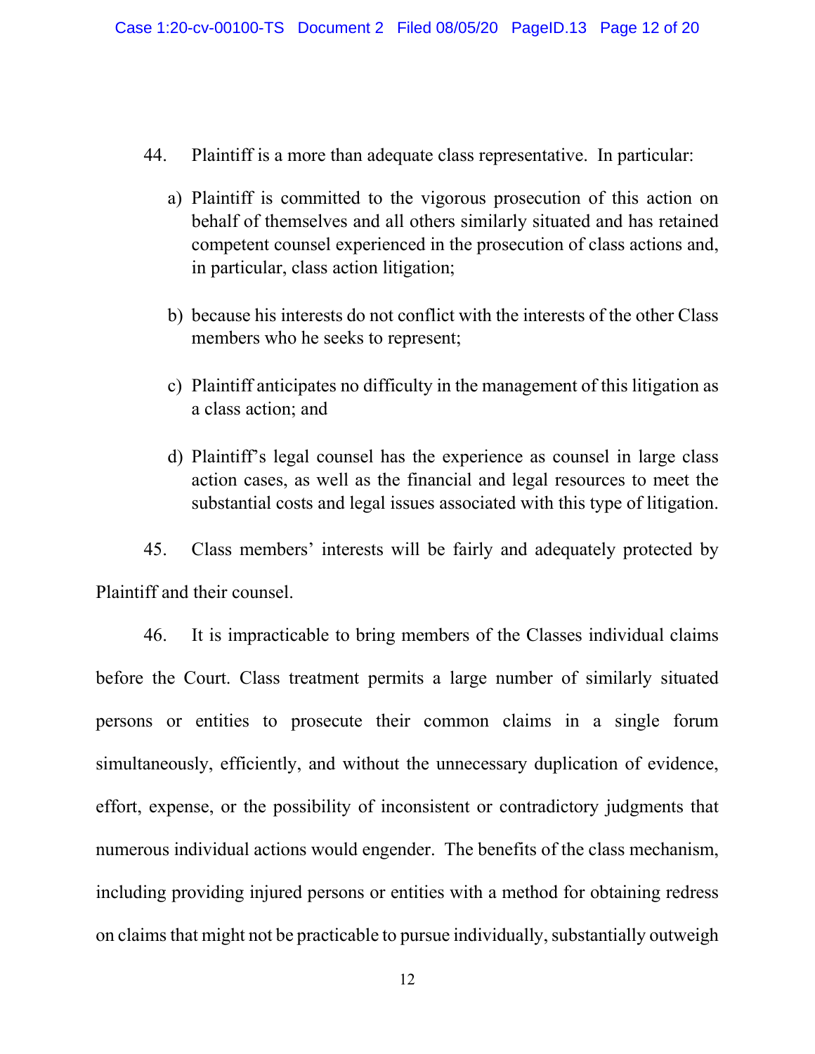44. Plaintiff is a more than adequate class representative. In particular:

a) Plaintiff is committed to the vigorous prosecution of this action on behalf of themselves and all others similarly situated and has retained competent counsel experienced in the prosecution of class actions and, in particular, class action litigation;

b) because his interests do not conflict with the interests of the other Class members who he seeks to represent;

c) Plaintiff anticipates no difficulty in the management of this litigation as a class action; and

d) Plaintiff's legal counsel has the experience as counsel in large class action cases, as well as the financial and legal resources to meet the substantial costs and legal issues associated with this type of litigation.

45. Class members' interests will be fairly and adequately protected by Plaintiff and their counsel.

46. It is impracticable to bring members of the Classes individual claims before the Court. Class treatment permits a large number of similarly situated persons or entities to prosecute their common claims in a single forum simultaneously, efficiently, and without the unnecessary duplication of evidence, effort, expense, or the possibility of inconsistent or contradictory judgments that numerous individual actions would engender. The benefits of the class mechanism, including providing injured persons or entities with a method for obtaining redress on claims that might not be practicable to pursue individually, substantially outweigh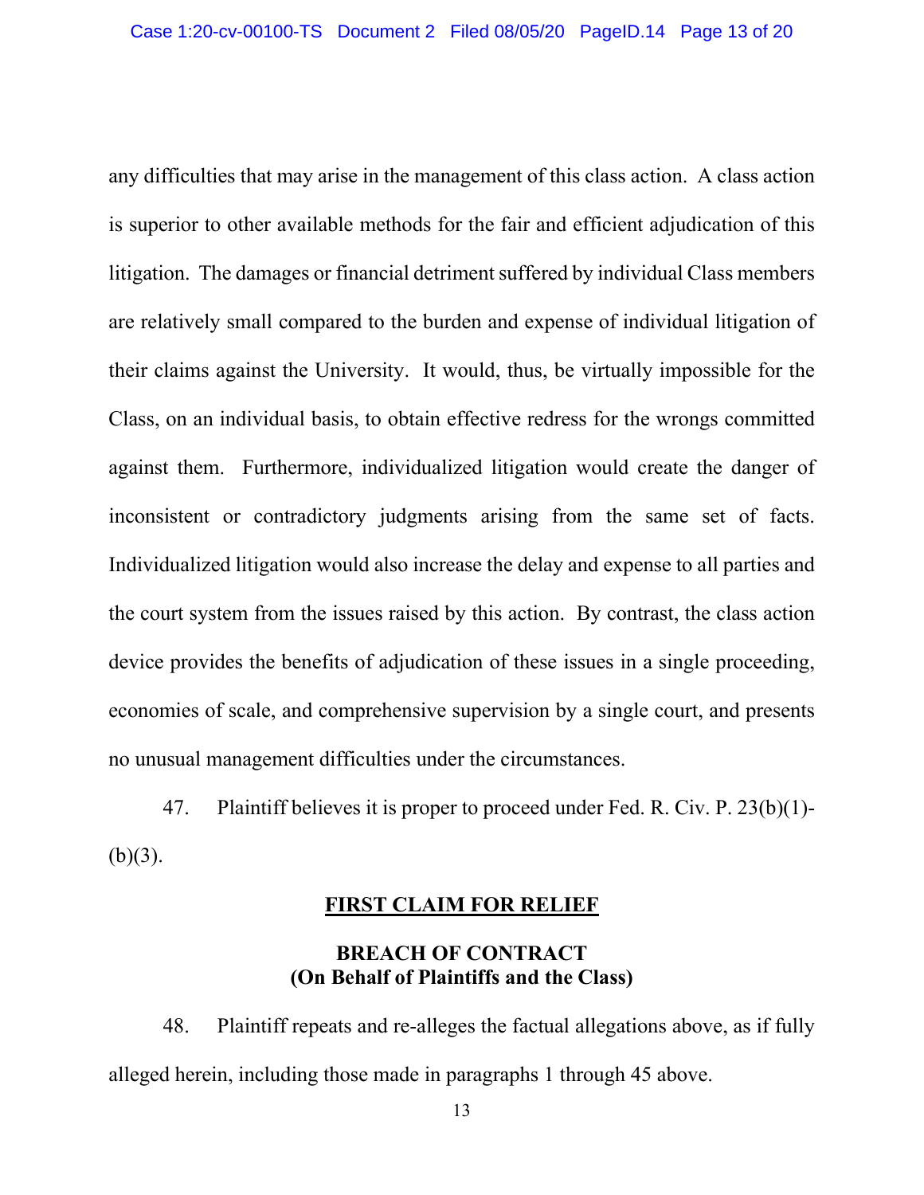any difficulties that may arise in the management of this class action. A class action is superior to other available methods for the fair and efficient adjudication of this litigation. The damages or financial detriment suffered by individual Class members are relatively small compared to the burden and expense of individual litigation of their claims against the University. It would, thus, be virtually impossible for the Class, on an individual basis, to obtain effective redress for the wrongs committed against them. Furthermore, individualized litigation would create the danger of inconsistent or contradictory judgments arising from the same set of facts. Individualized litigation would also increase the delay and expense to all parties and the court system from the issues raised by this action. By contrast, the class action device provides the benefits of adjudication of these issues in a single proceeding, economies of scale, and comprehensive supervision by a single court, and presents no unusual management difficulties under the circumstances.

47. Plaintiff believes it is proper to proceed under Fed. R. Civ. P. 23(b)(1)-(b)(3).

## <u>FIRST CLAIM FOR RELIEF</u>

### BREACH OF CONTRACT
### (On Behalf of Plaintiffs and the Class)

48. Plaintiff repeats and re-alleges the factual allegations above, as if fully alleged herein, including those made in paragraphs 1 through 45 above.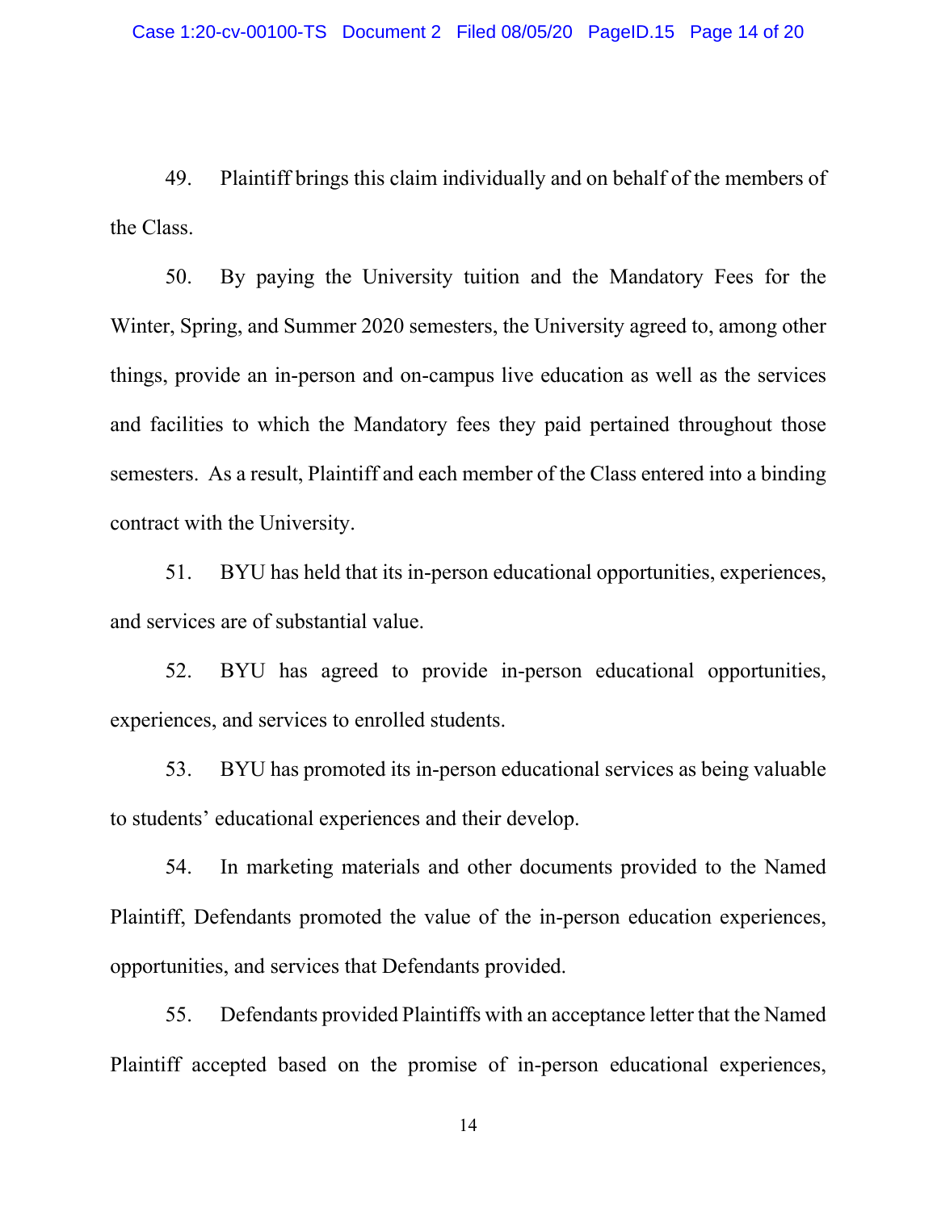49. Plaintiff brings this claim individually and on behalf of the members of the Class.

50. By paying the University tuition and the Mandatory Fees for the Winter, Spring, and Summer 2020 semesters, the University agreed to, among other things, provide an in-person and on-campus live education as well as the services and facilities to which the Mandatory fees they paid pertained throughout those semesters. As a result, Plaintiff and each member of the Class entered into a binding contract with the University.

51. BYU has held that its in-person educational opportunities, experiences, and services are of substantial value.

52. BYU has agreed to provide in-person educational opportunities, experiences, and services to enrolled students.

53. BYU has promoted its in-person educational services as being valuable to students' educational experiences and their develop.

54. In marketing materials and other documents provided to the Named Plaintiff, Defendants promoted the value of the in-person education experiences, opportunities, and services that Defendants provided.

55. Defendants provided Plaintiffs with an acceptance letter that the Named Plaintiff accepted based on the promise of in-person educational experiences,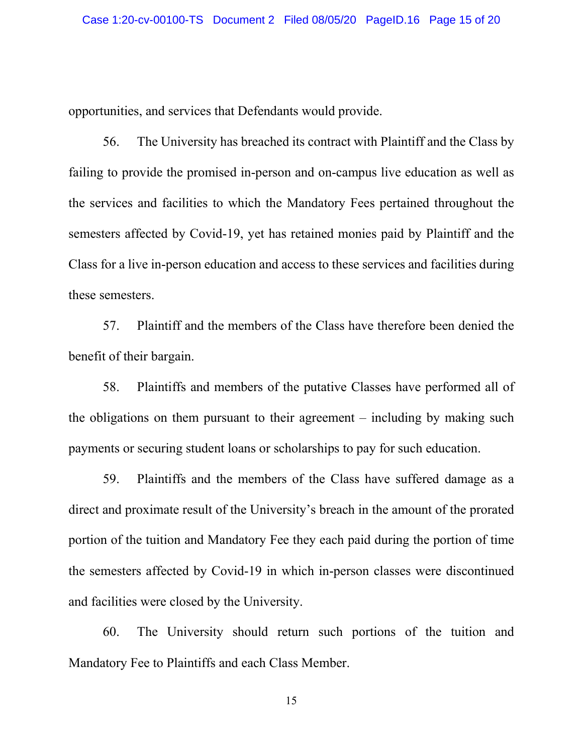opportunities, and services that Defendants would provide.

56. The University has breached its contract with Plaintiff and the Class by failing to provide the promised in-person and on-campus live education as well as the services and facilities to which the Mandatory Fees pertained throughout the semesters affected by Covid-19, yet has retained monies paid by Plaintiff and the Class for a live in-person education and access to these services and facilities during these semesters.

57. Plaintiff and the members of the Class have therefore been denied the benefit of their bargain.

58. Plaintiffs and members of the putative Classes have performed all of the obligations on them pursuant to their agreement – including by making such payments or securing student loans or scholarships to pay for such education.

59. Plaintiffs and the members of the Class have suffered damage as a direct and proximate result of the University's breach in the amount of the prorated portion of the tuition and Mandatory Fee they each paid during the portion of time the semesters affected by Covid-19 in which in-person classes were discontinued and facilities were closed by the University.

60. The University should return such portions of the tuition and Mandatory Fee to Plaintiffs and each Class Member.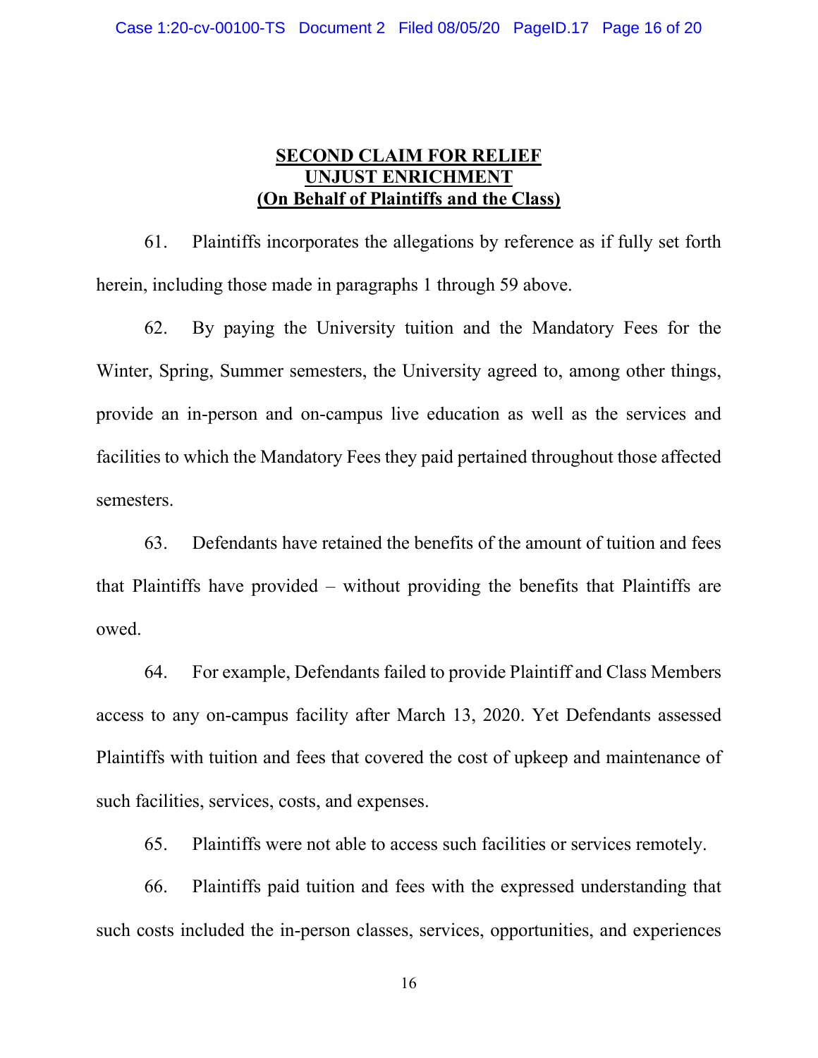## SECOND CLAIM FOR RELIEF
## UNJUST ENRICHMENT
## (On Behalf of Plaintiffs and the Class)

61. Plaintiffs incorporates the allegations by reference as if fully set forth herein, including those made in paragraphs 1 through 59 above.

62. By paying the University tuition and the Mandatory Fees for the Winter, Spring, Summer semesters, the University agreed to, among other things, provide an in-person and on-campus live education as well as the services and facilities to which the Mandatory Fees they paid pertained throughout those affected semesters.

63. Defendants have retained the benefits of the amount of tuition and fees that Plaintiffs have provided – without providing the benefits that Plaintiffs are owed.

64. For example, Defendants failed to provide Plaintiff and Class Members access to any on-campus facility after March 13, 2020. Yet Defendants assessed Plaintiffs with tuition and fees that covered the cost of upkeep and maintenance of such facilities, services, costs, and expenses.

65. Plaintiffs were not able to access such facilities or services remotely.

66. Plaintiffs paid tuition and fees with the expressed understanding that such costs included the in-person classes, services, opportunities, and experiences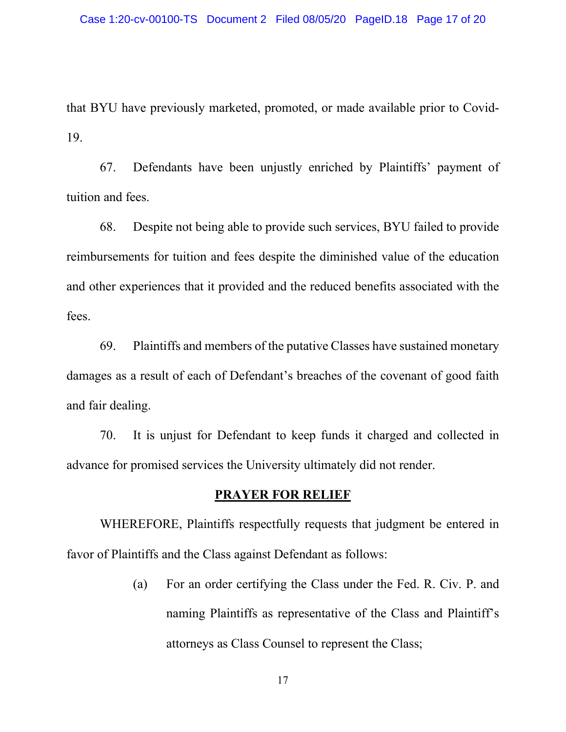that BYU have previously marketed, promoted, or made available prior to Covid-19.

67. Defendants have been unjustly enriched by Plaintiffs' payment of tuition and fees.

68. Despite not being able to provide such services, BYU failed to provide reimbursements for tuition and fees despite the diminished value of the education and other experiences that it provided and the reduced benefits associated with the fees.

69. Plaintiffs and members of the putative Classes have sustained monetary damages as a result of each of Defendant's breaches of the covenant of good faith and fair dealing.

70. It is unjust for Defendant to keep funds it charged and collected in advance for promised services the University ultimately did not render.

## PRAYER FOR RELIEF

WHEREFORE, Plaintiffs respectfully requests that judgment be entered in favor of Plaintiffs and the Class against Defendant as follows:

(a) For an order certifying the Class under the Fed. R. Civ. P. and naming Plaintiffs as representative of the Class and Plaintiff's attorneys as Class Counsel to represent the Class;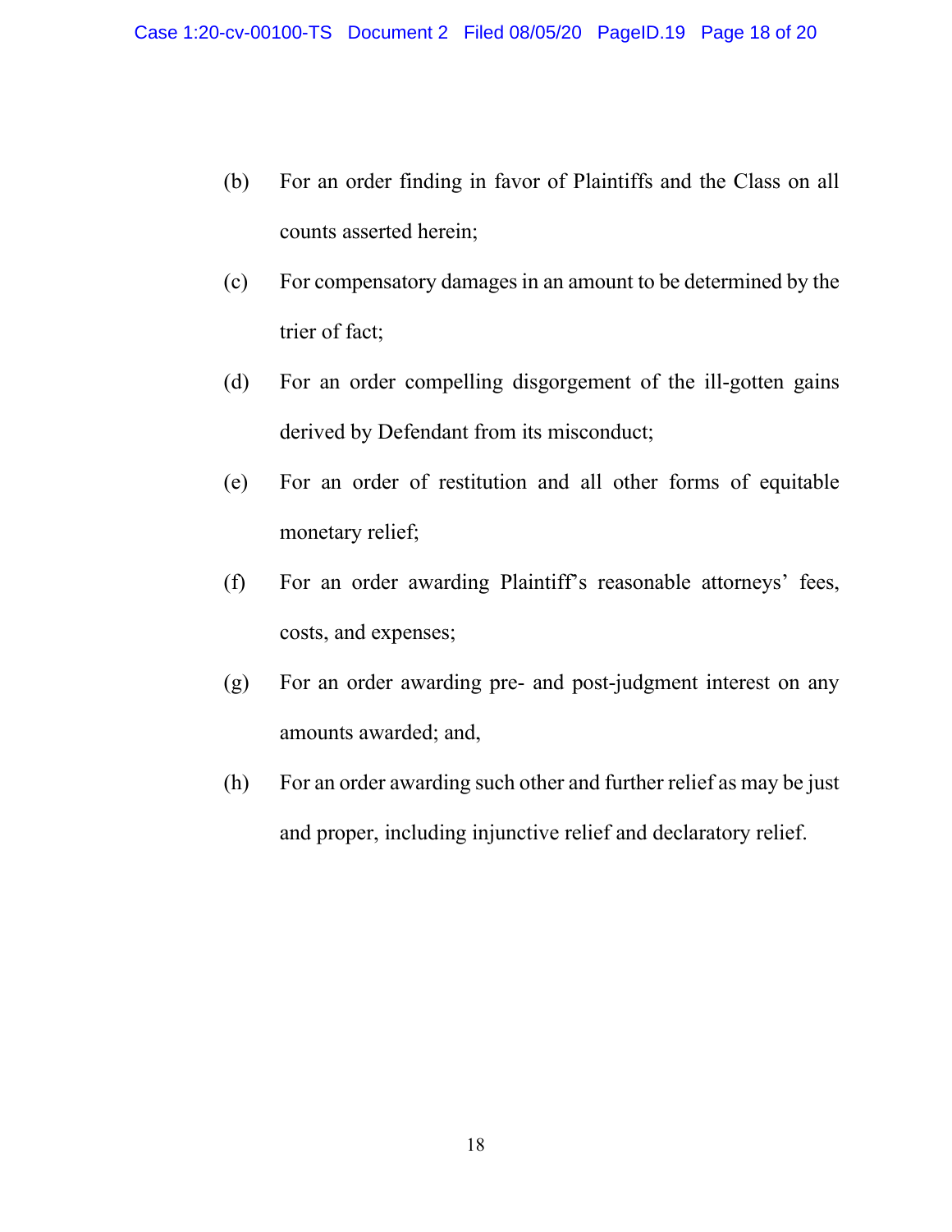(b) For an order finding in favor of Plaintiffs and the Class on all counts asserted herein;

(c) For compensatory damages in an amount to be determined by the trier of fact;

(d) For an order compelling disgorgement of the ill-gotten gains derived by Defendant from its misconduct;

(e) For an order of restitution and all other forms of equitable monetary relief;

(f) For an order awarding Plaintiff's reasonable attorneys' fees, costs, and expenses;

(g) For an order awarding pre- and post-judgment interest on any amounts awarded; and,

(h) For an order awarding such other and further relief as may be just and proper, including injunctive relief and declaratory relief.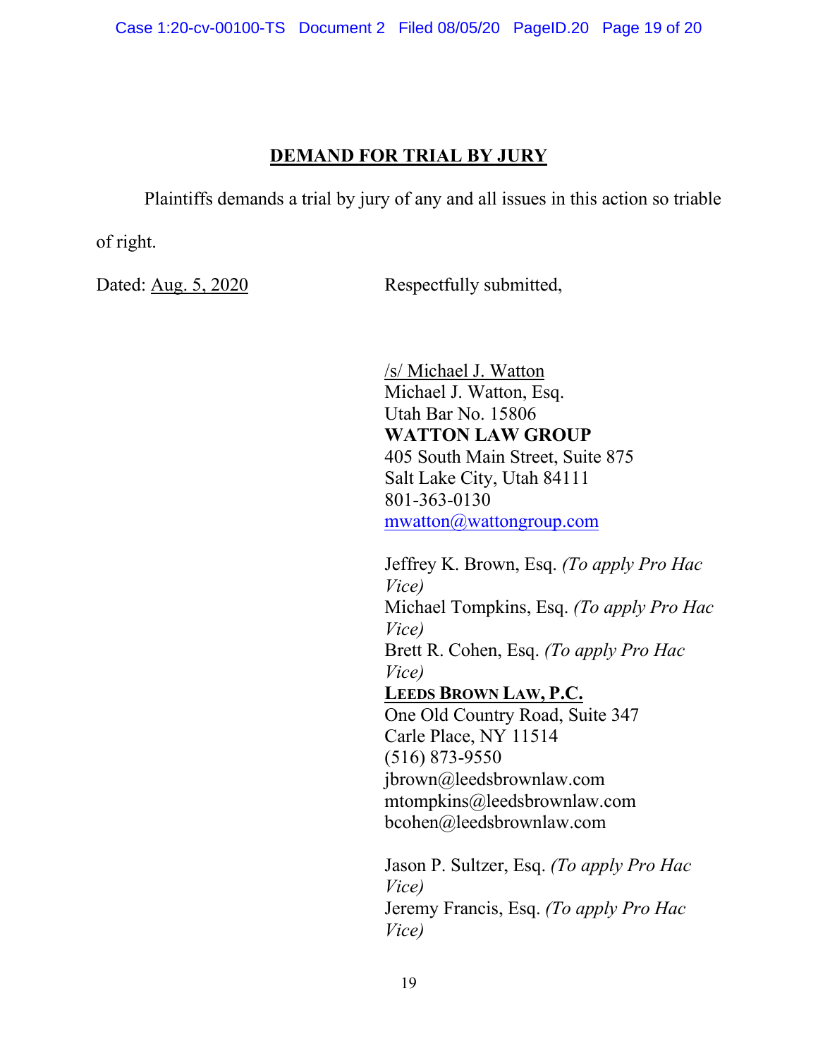## DEMAND FOR TRIAL BY JURY

Plaintiffs demands a trial by jury of any and all issues in this action so triable of right.

Dated: Aug. 5, 2020

Respectfully submitted,

/s/ Michael J. Watton
Michael J. Watton, Esq.
Utah Bar No. 15806
**WATTON LAW GROUP**
405 South Main Street, Suite 875
Salt Lake City, Utah 84111
801-363-0130
mwatton@wattongroup.com

Jeffrey K. Brown, Esq. *(To apply Pro Hac Vice)*
Michael Tompkins, Esq. *(To apply Pro Hac Vice)*
Brett R. Cohen, Esq. *(To apply Pro Hac Vice)*
**LEEDS BROWN LAW, P.C.**
One Old Country Road, Suite 347
Carle Place, NY 11514
(516) 873-9550
jbrown@leedsbrownlaw.com
mtompkins@leedsbrownlaw.com
bcohen@leedsbrownlaw.com

Jason P. Sultzer, Esq. *(To apply Pro Hac Vice)*
Jeremy Francis, Esq. *(To apply Pro Hac Vice)*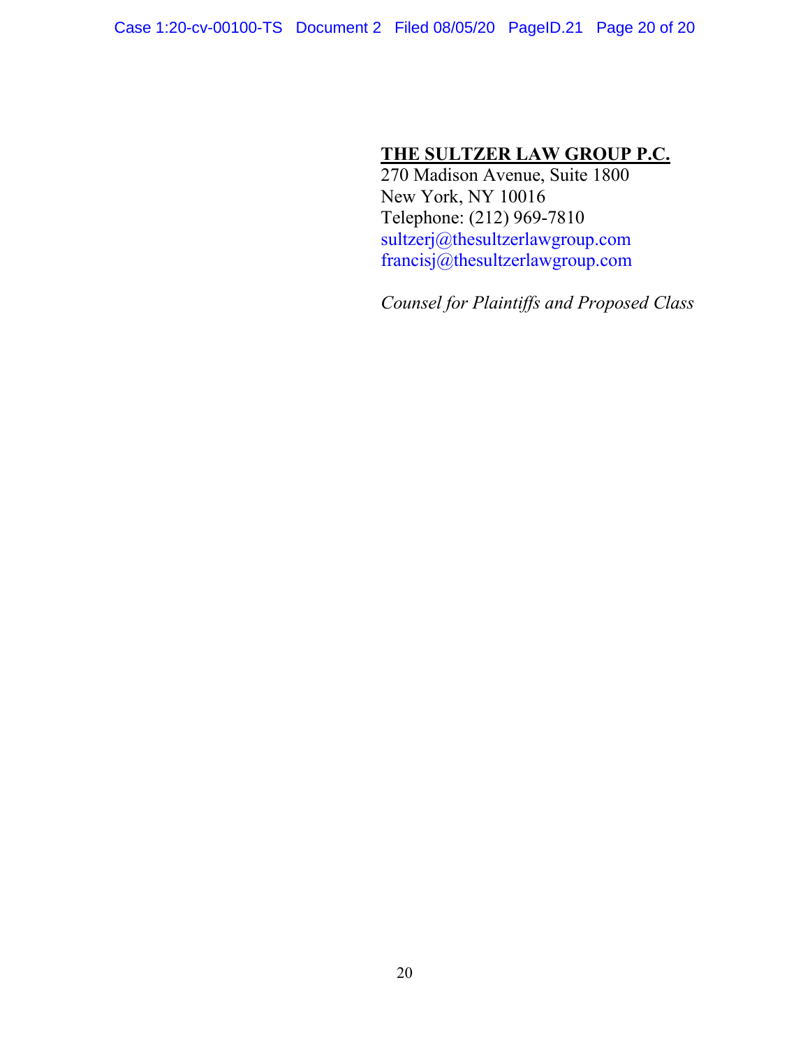**THE SULTZER LAW GROUP P.C.**
270 Madison Avenue, Suite 1800
New York, NY 10016
Telephone: (212) 969-7810
sultzerj@thesultzerlawgroup.com
francisj@thesultzerlawgroup.com

*Counsel for Plaintiffs and Proposed Class*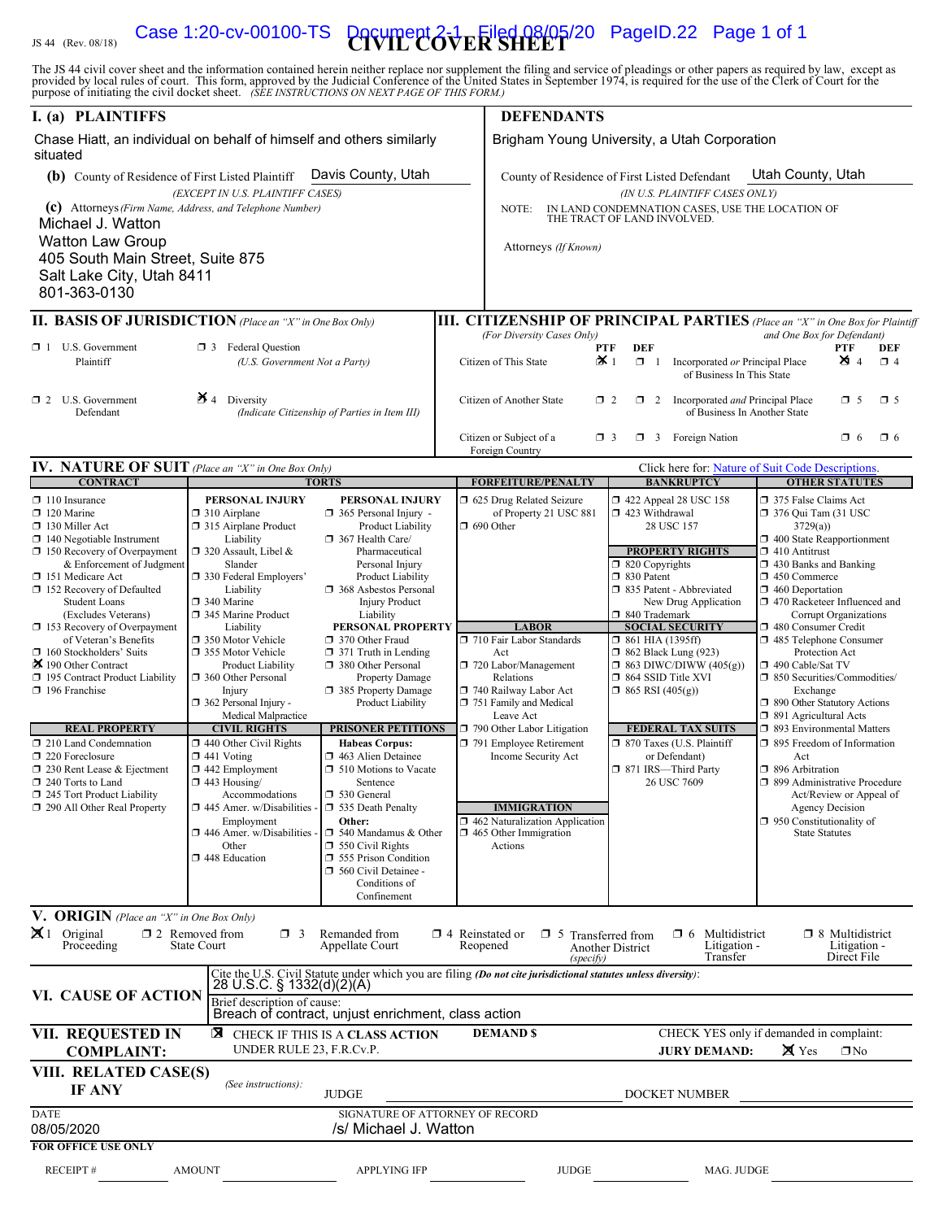JS 44 (Rev. 08/18)

# CIVIL COVER SHEET

The JS 44 civil cover sheet and the information contained herein neither replace nor supplement the filing and service of pleadings or other papers as required by law, except as provided by local rules of court. This form, approved by the Judicial Conference of the United States in September 1974, is required for the use of the Clerk of Court for the purpose of initiating the civil docket sheet. *(SEE INSTRUCTIONS ON NEXT PAGE OF THIS FORM.)*

## I. (a) PLAINTIFFS

Chase Hiatt, an individual on behalf of himself and others similarly situated

**(b)** County of Residence of First Listed Plaintiff: Davis County, Utah
*(EXCEPT IN U.S. PLAINTIFF CASES)*

**(c)** Attorneys *(Firm Name, Address, and Telephone Number)*
Michael J. Watton
Watton Law Group
405 South Main Street, Suite 875
Salt Lake City, Utah 8411
801-363-0130

## DEFENDANTS

Brigham Young University, a Utah Corporation

County of Residence of First Listed Defendant: Utah County, Utah
*(IN U.S. PLAINTIFF CASES ONLY)*

NOTE: IN LAND CONDEMNATION CASES, USE THE LOCATION OF THE TRACT OF LAND INVOLVED.

Attorneys *(If Known)*

## II. BASIS OF JURISDICTION *(Place an "X" in One Box Only)*

- ☐ 1 U.S. Government Plaintiff
- ☐ 3 Federal Question *(U.S. Government Not a Party)*
- ☐ 2 U.S. Government Defendant
- ☒ 4 Diversity *(Indicate Citizenship of Parties in Item III)*

## III. CITIZENSHIP OF PRINCIPAL PARTIES *(Place an "X" in One Box for Plaintiff and One Box for Defendant)* *(For Diversity Cases Only)*

| | PTF | DEF | | PTF | DEF |
|---|---|---|---|---|---|
| Citizen of This State | ☒ 1 | ☐ 1 | Incorporated *or* Principal Place of Business In This State | ☒ 4 | ☐ 4 |
| Citizen of Another State | ☐ 2 | ☐ 2 | Incorporated *and* Principal Place of Business In Another State | ☐ 5 | ☐ 5 |
| Citizen or Subject of a Foreign Country | ☐ 3 | ☐ 3 | Foreign Nation | ☐ 6 | ☐ 6 |

## IV. NATURE OF SUIT *(Place an "X" in One Box Only)*

Click here for: Nature of Suit Code Descriptions.

**CONTRACT**
- ☐ 110 Insurance
- ☐ 120 Marine
- ☐ 130 Miller Act
- ☐ 140 Negotiable Instrument
- ☐ 150 Recovery of Overpayment & Enforcement of Judgment
- ☐ 151 Medicare Act
- ☐ 152 Recovery of Defaulted Student Loans (Excludes Veterans)
- ☐ 153 Recovery of Overpayment of Veteran's Benefits
- ☐ 160 Stockholders' Suits
- ☒ 190 Other Contract
- ☐ 195 Contract Product Liability
- ☐ 196 Franchise

**REAL PROPERTY**
- ☐ 210 Land Condemnation
- ☐ 220 Foreclosure
- ☐ 230 Rent Lease & Ejectment
- ☐ 240 Torts to Land
- ☐ 245 Tort Product Liability
- ☐ 290 All Other Real Property

**TORTS — PERSONAL INJURY**
- ☐ 310 Airplane
- ☐ 315 Airplane Product Liability
- ☐ 320 Assault, Libel & Slander
- ☐ 330 Federal Employers' Liability
- ☐ 340 Marine
- ☐ 345 Marine Product Liability
- ☐ 350 Motor Vehicle
- ☐ 355 Motor Vehicle Product Liability
- ☐ 360 Other Personal Injury
- ☐ 362 Personal Injury - Medical Malpractice

**PERSONAL INJURY**
- ☐ 365 Personal Injury - Product Liability
- ☐ 367 Health Care/ Pharmaceutical Personal Injury Product Liability
- ☐ 368 Asbestos Personal Injury Product Liability

**PERSONAL PROPERTY**
- ☐ 370 Other Fraud
- ☐ 371 Truth in Lending
- ☐ 380 Other Personal Property Damage
- ☐ 385 Property Damage Product Liability

**CIVIL RIGHTS**
- ☐ 440 Other Civil Rights
- ☐ 441 Voting
- ☐ 442 Employment
- ☐ 443 Housing/ Accommodations
- ☐ 445 Amer. w/Disabilities - Employment
- ☐ 446 Amer. w/Disabilities - Other
- ☐ 448 Education

**PRISONER PETITIONS**
- Habeas Corpus:
- ☐ 463 Alien Detainee
- ☐ 510 Motions to Vacate Sentence
- ☐ 530 General
- ☐ 535 Death Penalty
- Other:
- ☐ 540 Mandamus & Other
- ☐ 550 Civil Rights
- ☐ 555 Prison Condition
- ☐ 560 Civil Detainee - Conditions of Confinement

**FORFEITURE/PENALTY**
- ☐ 625 Drug Related Seizure of Property 21 USC 881
- ☐ 690 Other

**LABOR**
- ☐ 710 Fair Labor Standards Act
- ☐ 720 Labor/Management Relations
- ☐ 740 Railway Labor Act
- ☐ 751 Family and Medical Leave Act
- ☐ 790 Other Labor Litigation
- ☐ 791 Employee Retirement Income Security Act

**IMMIGRATION**
- ☐ 462 Naturalization Application
- ☐ 465 Other Immigration Actions

**BANKRUPTCY**
- ☐ 422 Appeal 28 USC 158
- ☐ 423 Withdrawal 28 USC 157

**PROPERTY RIGHTS**
- ☐ 820 Copyrights
- ☐ 830 Patent
- ☐ 835 Patent - Abbreviated New Drug Application
- ☐ 840 Trademark

**SOCIAL SECURITY**
- ☐ 861 HIA (1395ff)
- ☐ 862 Black Lung (923)
- ☐ 863 DIWC/DIWW (405(g))
- ☐ 864 SSID Title XVI
- ☐ 865 RSI (405(g))

**FEDERAL TAX SUITS**
- ☐ 870 Taxes (U.S. Plaintiff or Defendant)
- ☐ 871 IRS—Third Party 26 USC 7609

**OTHER STATUTES**
- ☐ 375 False Claims Act
- ☐ 376 Qui Tam (31 USC 3729(a))
- ☐ 400 State Reapportionment
- ☐ 410 Antitrust
- ☐ 430 Banks and Banking
- ☐ 450 Commerce
- ☐ 460 Deportation
- ☐ 470 Racketeer Influenced and Corrupt Organizations
- ☐ 480 Consumer Credit
- ☐ 485 Telephone Consumer Protection Act
- ☐ 490 Cable/Sat TV
- ☐ 850 Securities/Commodities/ Exchange
- ☐ 890 Other Statutory Actions
- ☐ 891 Agricultural Acts
- ☐ 893 Environmental Matters
- ☐ 895 Freedom of Information Act
- ☐ 896 Arbitration
- ☐ 899 Administrative Procedure Act/Review or Appeal of Agency Decision
- ☐ 950 Constitutionality of State Statutes

## V. ORIGIN *(Place an "X" in One Box Only)*

- ☒ 1 Original Proceeding
- ☐ 2 Removed from State Court
- ☐ 3 Remanded from Appellate Court
- ☐ 4 Reinstated or Reopened
- ☐ 5 Transferred from Another District *(specify)*
- ☐ 6 Multidistrict Litigation - Transfer
- ☐ 8 Multidistrict Litigation - Direct File

## VI. CAUSE OF ACTION

Cite the U.S. Civil Statute under which you are filing *(Do not cite jurisdictional statutes unless diversity)*: 28 U.S.C. § 1332(d)(2)(A)

Brief description of cause: Breach of contract, unjust enrichment, class action

## VII. REQUESTED IN COMPLAINT:

☒ CHECK IF THIS IS A CLASS ACTION UNDER RULE 23, F.R.Cv.P.

DEMAND $

CHECK YES only if demanded in complaint: JURY DEMAND: ☒ Yes ☐ No

## VIII. RELATED CASE(S) IF ANY

*(See instructions):* JUDGE DOCKET NUMBER

DATE: 08/05/2020

SIGNATURE OF ATTORNEY OF RECORD: /s/ Michael J. Watton

**FOR OFFICE USE ONLY**

RECEIPT # AMOUNT APPLYING IFP JUDGE MAG. JUDGE